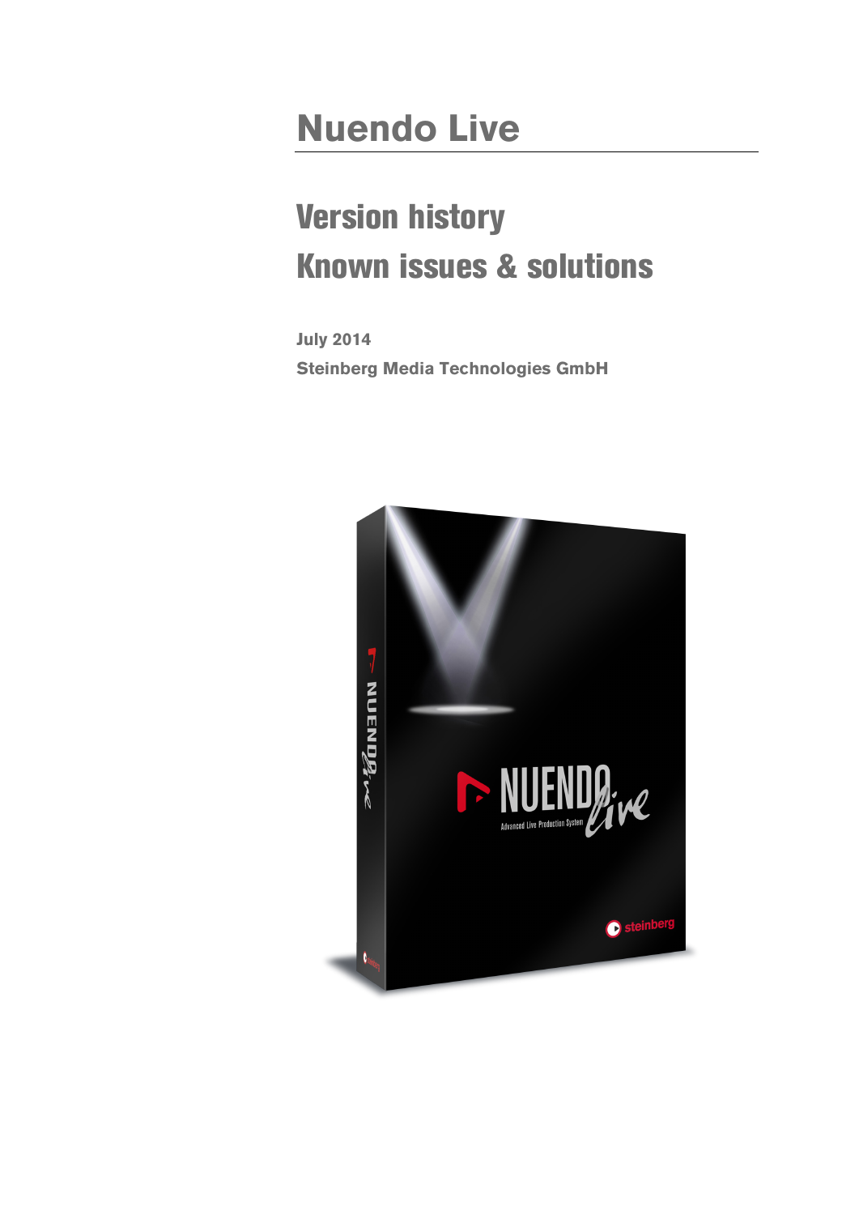# Nuendo Live

## Version history

## Known issues & solutions

**July 2014**

**Steinberg Media Technologies GmbH**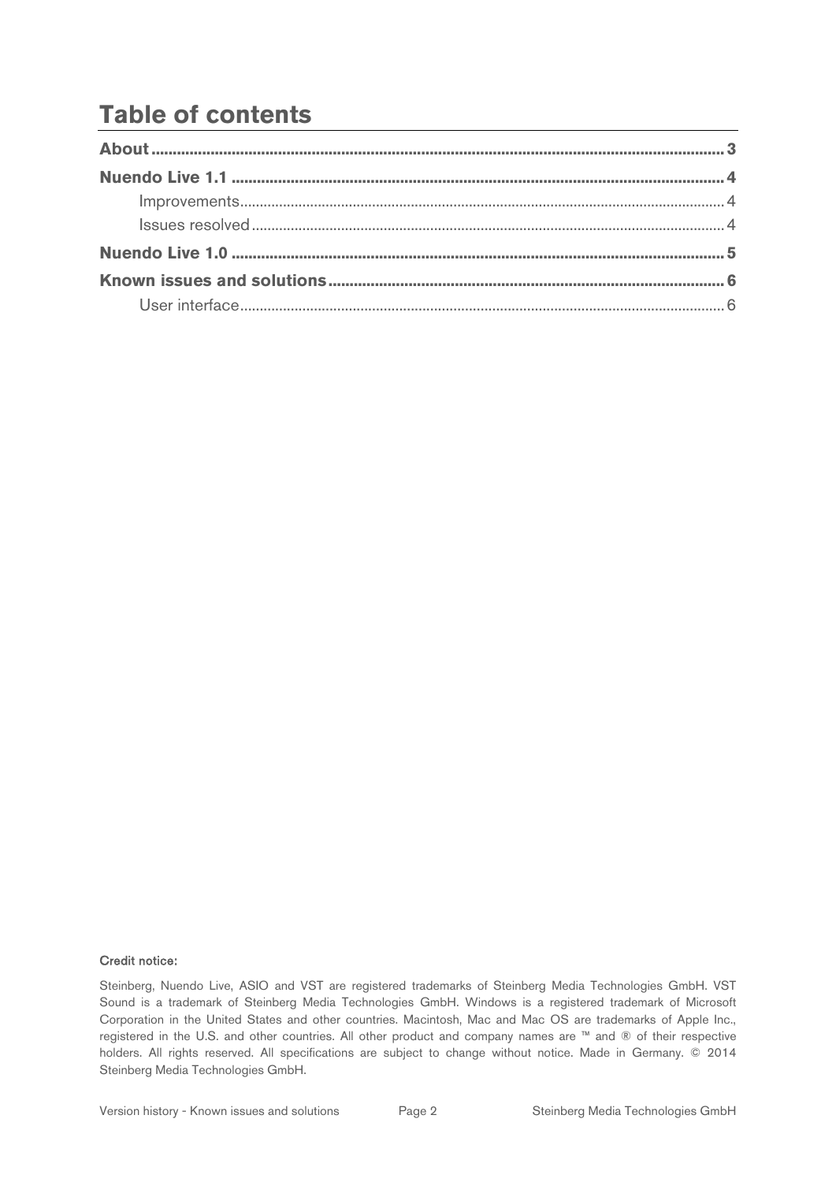# Table of contents

**About** ........................................................................ **3**

**Nuendo Live 1.1** ........................................................................ **4**

- Improvements ........................................................................ 4
- Issues resolved ........................................................................ 4

**Nuendo Live 1.0** ........................................................................ **5**

**Known issues and solutions** ........................................................................ **6**

- User interface ........................................................................ 6

**Credit notice:**

Steinberg, Nuendo Live, ASIO and VST are registered trademarks of Steinberg Media Technologies GmbH. VST Sound is a trademark of Steinberg Media Technologies GmbH. Windows is a registered trademark of Microsoft Corporation in the United States and other countries. Macintosh, Mac and Mac OS are trademarks of Apple Inc., registered in the U.S. and other countries. All other product and company names are ™ and ® of their respective holders. All rights reserved. All specifications are subject to change without notice. Made in Germany. © 2014 Steinberg Media Technologies GmbH.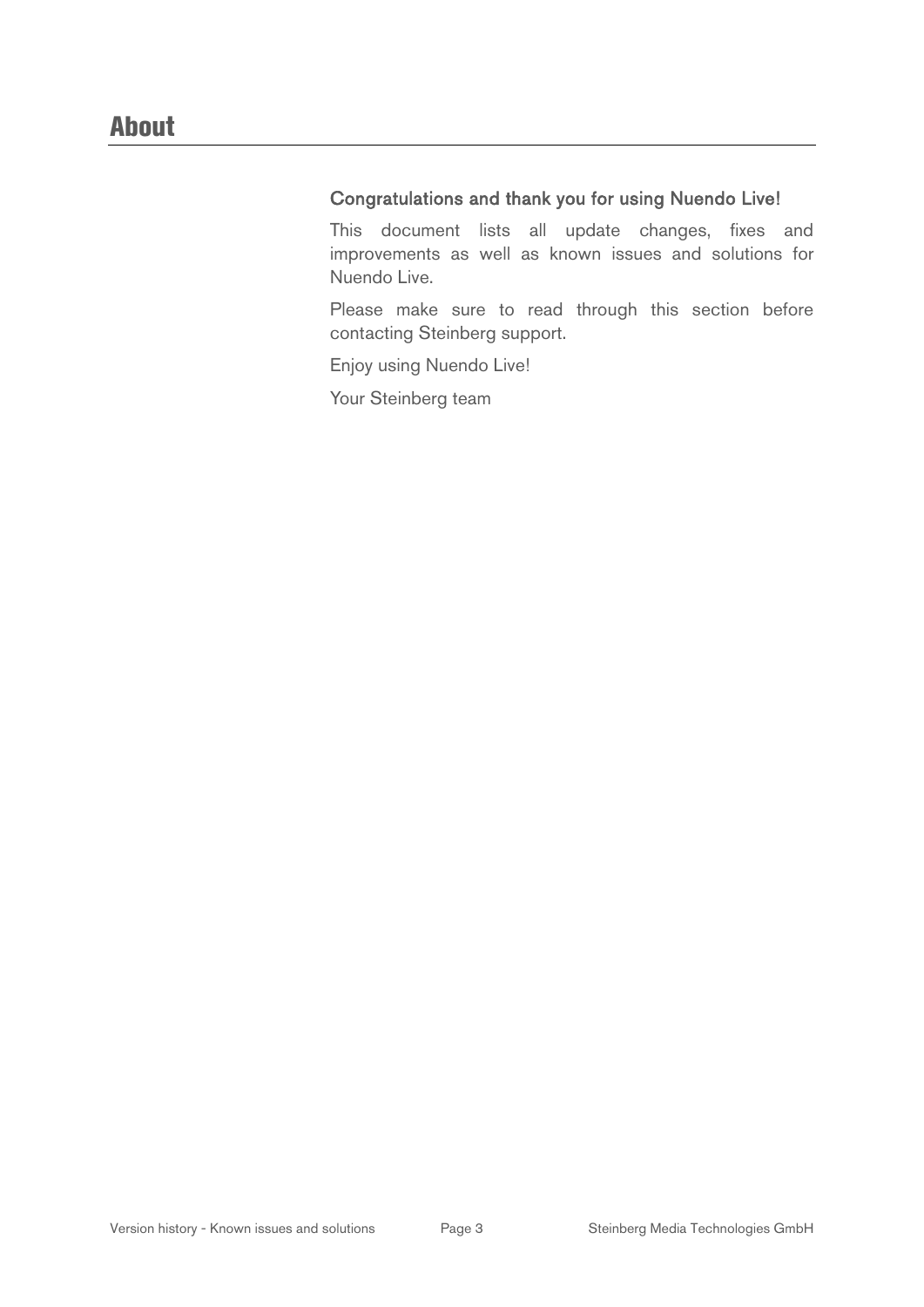# About

### Congratulations and thank you for using Nuendo Live!

This document lists all update changes, fixes and improvements as well as known issues and solutions for Nuendo Live.

Please make sure to read through this section before contacting Steinberg support.

Enjoy using Nuendo Live!

Your Steinberg team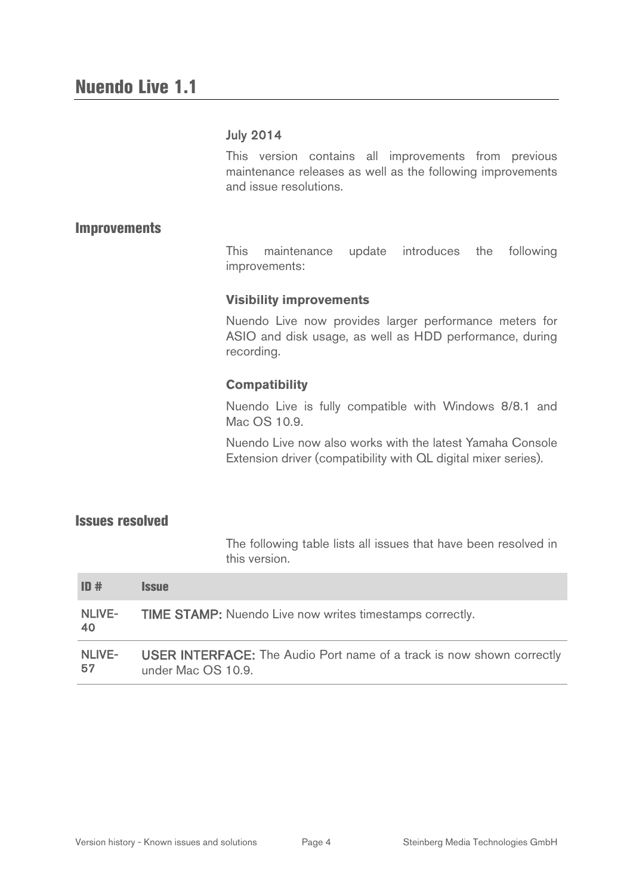# Nuendo Live 1.1

July 2014

This version contains all improvements from previous maintenance releases as well as the following improvements and issue resolutions.

## Improvements

This maintenance update introduces the following improvements:

### Visibility improvements

Nuendo Live now provides larger performance meters for ASIO and disk usage, as well as HDD performance, during recording.

### Compatibility

Nuendo Live is fully compatible with Windows 8/8.1 and Mac OS 10.9.

Nuendo Live now also works with the latest Yamaha Console Extension driver (compatibility with QL digital mixer series).

## Issues resolved

The following table lists all issues that have been resolved in this version.

| ID # | Issue |
|---|---|
| NLIVE-40 | TIME STAMP: Nuendo Live now writes timestamps correctly. |
| NLIVE-57 | USER INTERFACE: The Audio Port name of a track is now shown correctly under Mac OS 10.9. |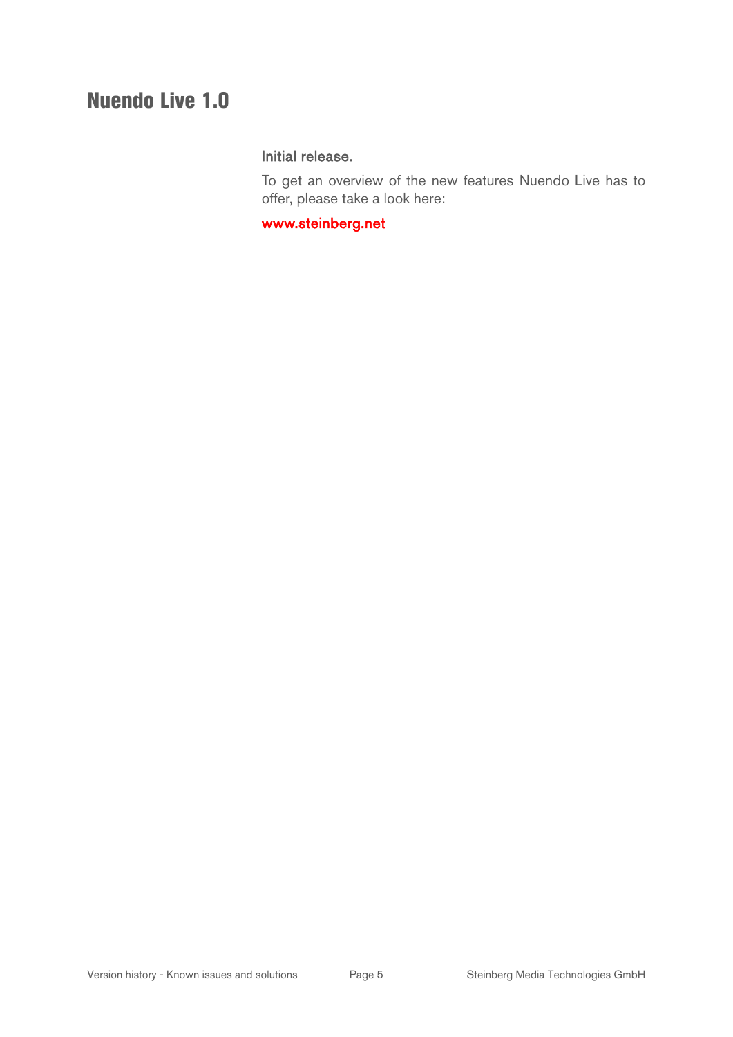# Nuendo Live 1.0

Initial release.

To get an overview of the new features Nuendo Live has to offer, please take a look here:

www.steinberg.net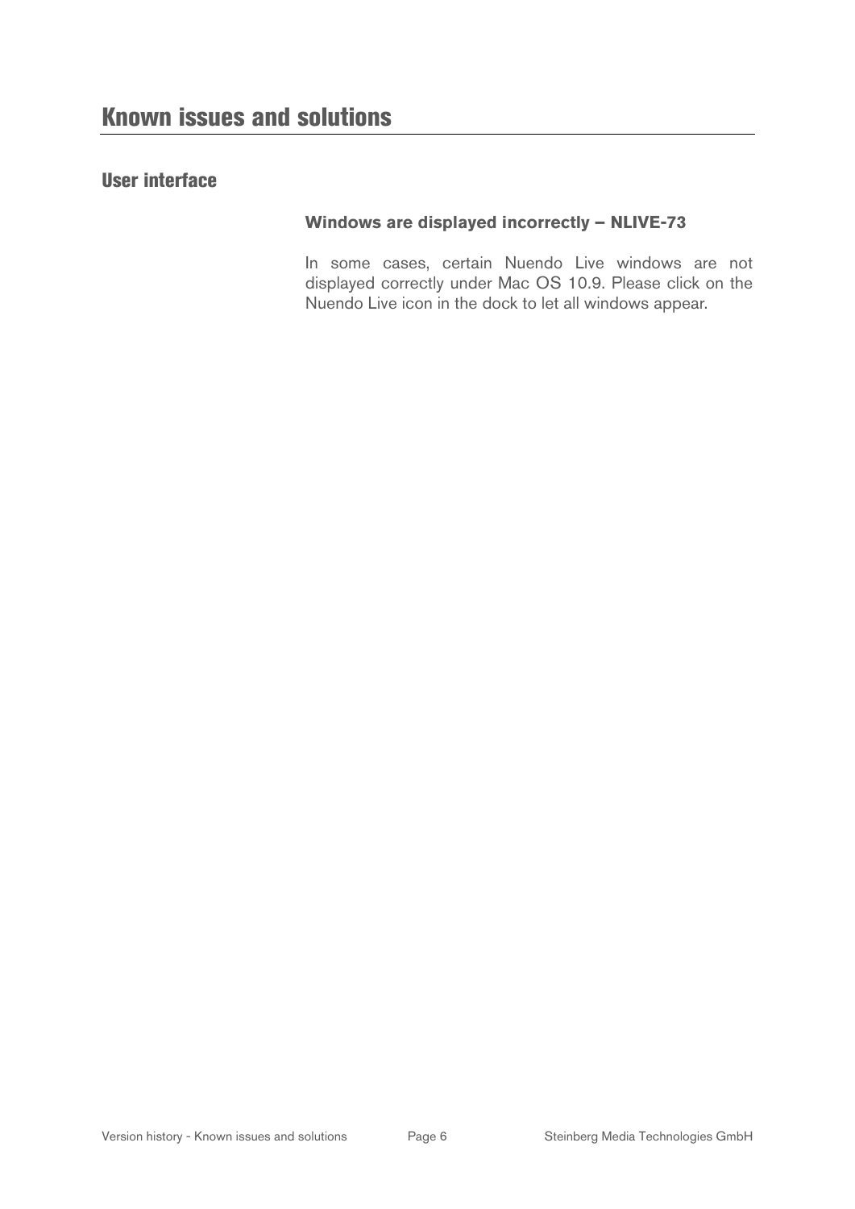# Known issues and solutions

## User interface

### Windows are displayed incorrectly – NLIVE-73

In some cases, certain Nuendo Live windows are not displayed correctly under Mac OS 10.9. Please click on the Nuendo Live icon in the dock to let all windows appear.